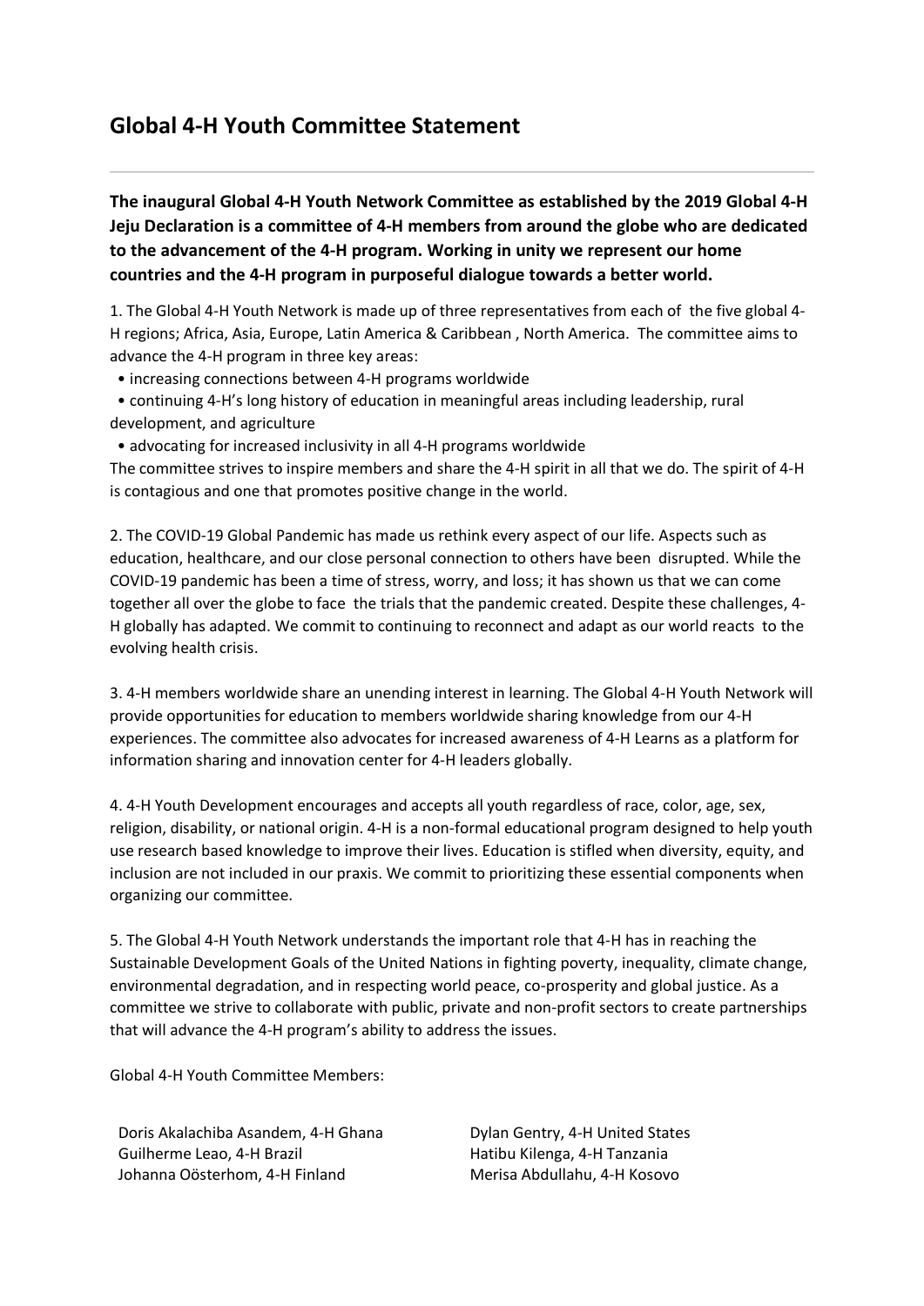# Global 4-H Youth Committee Statement

**The inaugural Global 4-H Youth Network Committee as established by the 2019 Global 4-H Jeju Declaration is a committee of 4-H members from around the globe who are dedicated to the advancement of the 4-H program. Working in unity we represent our home countries and the 4-H program in purposeful dialogue towards a better world.**

1. The Global 4-H Youth Network is made up of three representatives from each of the five global 4-H regions; Africa, Asia, Europe, Latin America & Caribbean , North America. The committee aims to advance the 4-H program in three key areas:
   - increasing connections between 4-H programs worldwide
   - continuing 4-H's long history of education in meaningful areas including leadership, rural development, and agriculture
   - advocating for increased inclusivity in all 4-H programs worldwide

   The committee strives to inspire members and share the 4-H spirit in all that we do. The spirit of 4-H is contagious and one that promotes positive change in the world.

2. The COVID-19 Global Pandemic has made us rethink every aspect of our life. Aspects such as education, healthcare, and our close personal connection to others have been disrupted. While the COVID-19 pandemic has been a time of stress, worry, and loss; it has shown us that we can come together all over the globe to face the trials that the pandemic created. Despite these challenges, 4-H globally has adapted. We commit to continuing to reconnect and adapt as our world reacts to the evolving health crisis.

3. 4-H members worldwide share an unending interest in learning. The Global 4-H Youth Network will provide opportunities for education to members worldwide sharing knowledge from our 4-H experiences. The committee also advocates for increased awareness of 4-H Learns as a platform for information sharing and innovation center for 4-H leaders globally.

4. 4-H Youth Development encourages and accepts all youth regardless of race, color, age, sex, religion, disability, or national origin. 4-H is a non-formal educational program designed to help youth use research based knowledge to improve their lives. Education is stifled when diversity, equity, and inclusion are not included in our praxis. We commit to prioritizing these essential components when organizing our committee.

5. The Global 4-H Youth Network understands the important role that 4-H has in reaching the Sustainable Development Goals of the United Nations in fighting poverty, inequality, climate change, environmental degradation, and in respecting world peace, co-prosperity and global justice. As a committee we strive to collaborate with public, private and non-profit sectors to create partnerships that will advance the 4-H program's ability to address the issues.

Global 4-H Youth Committee Members:

Doris Akalachiba Asandem, 4-H Ghana
Guilherme Leao, 4-H Brazil
Johanna Oösterhom, 4-H Finland
Dylan Gentry, 4-H United States
Hatibu Kilenga, 4-H Tanzania
Merisa Abdullahu, 4-H Kosovo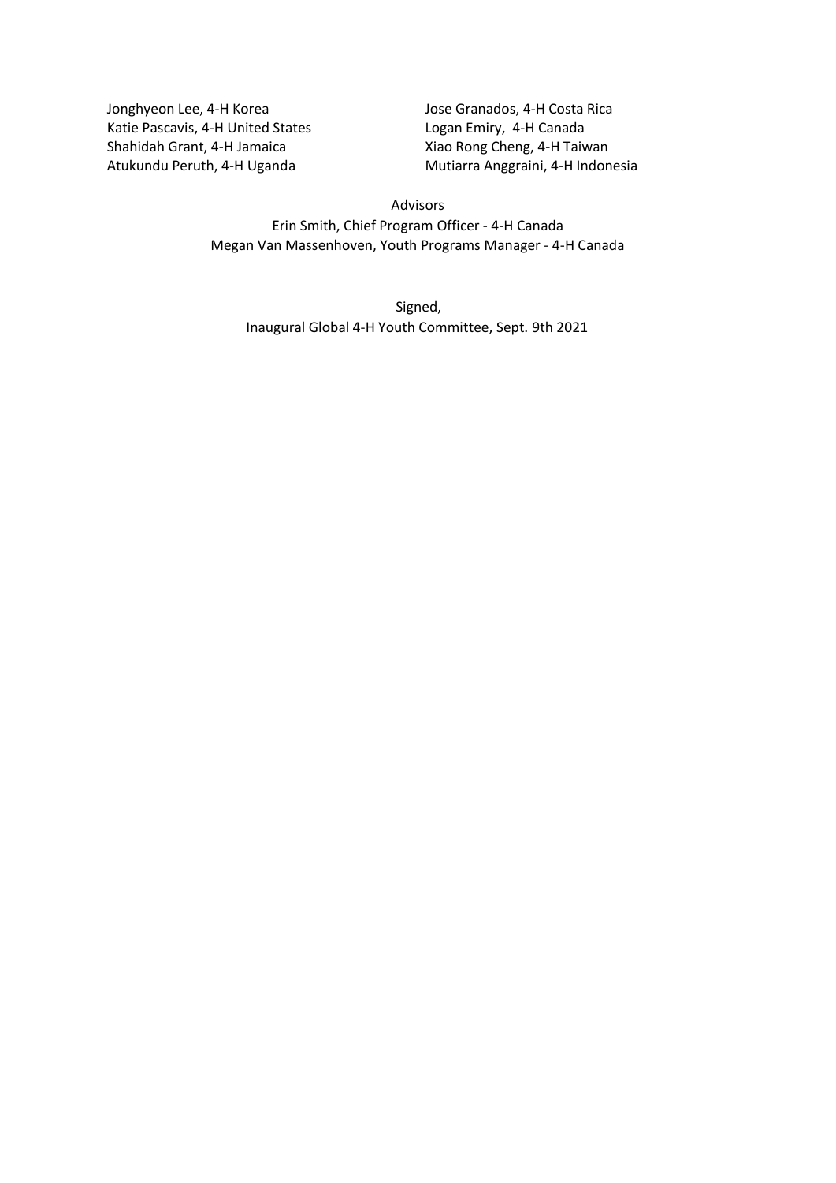Jonghyeon Lee, 4-H Korea
Katie Pascavis, 4-H United States
Shahidah Grant, 4-H Jamaica
Atukundu Peruth, 4-H Uganda
Jose Granados, 4-H Costa Rica
Logan Emiry, 4-H Canada
Xiao Rong Cheng, 4-H Taiwan
Mutiarra Anggraini, 4-H Indonesia

Advisors

Erin Smith, Chief Program Officer - 4-H Canada
Megan Van Massenhoven, Youth Programs Manager - 4-H Canada

Signed,
Inaugural Global 4-H Youth Committee, Sept. 9th 2021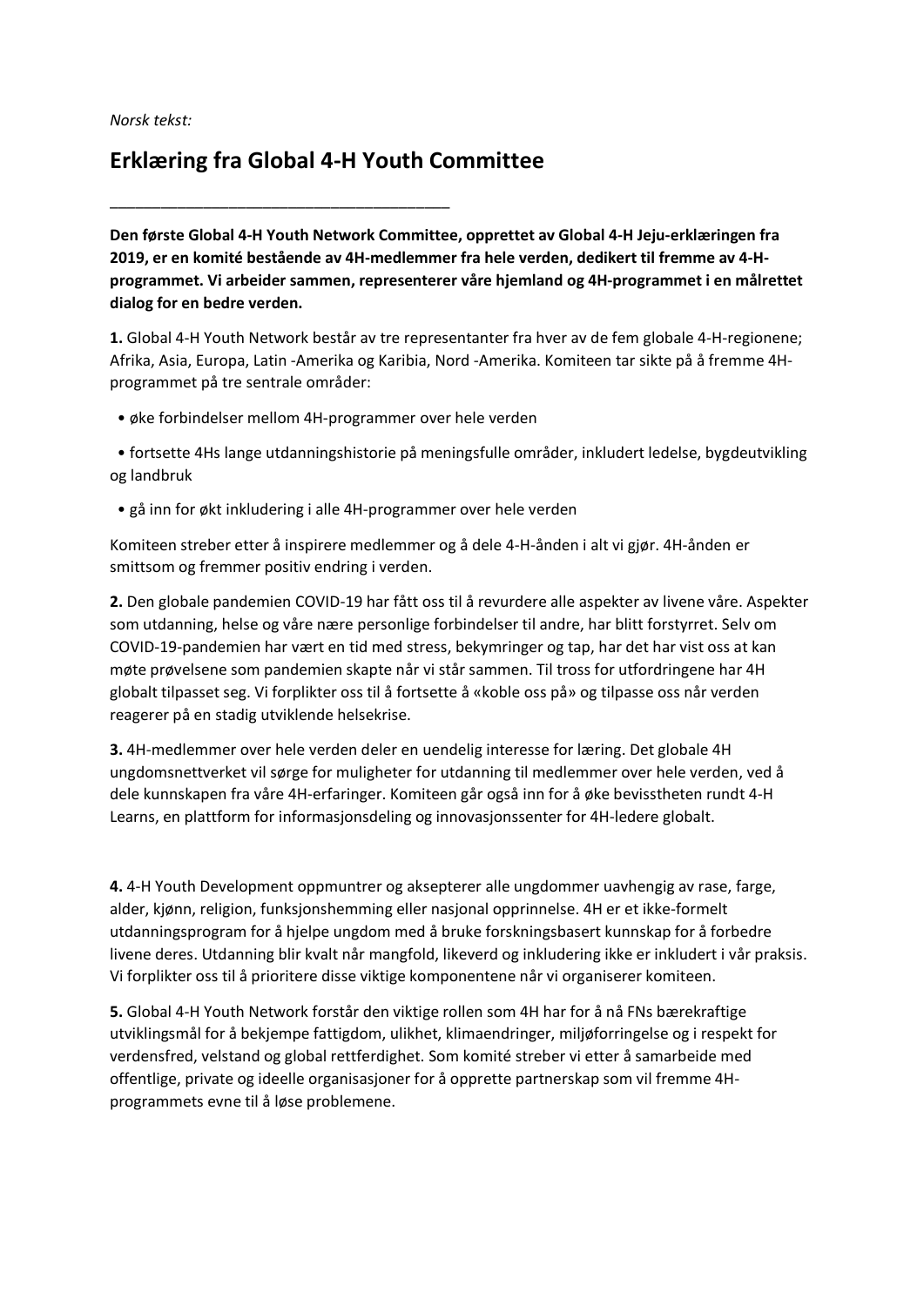*Norsk tekst:*

# Erklæring fra Global 4-H Youth Committee

---

**Den første Global 4-H Youth Network Committee, opprettet av Global 4-H Jeju-erklæringen fra 2019, er en komité bestående av 4H-medlemmer fra hele verden, dedikert til fremme av 4-H-programmet. Vi arbeider sammen, representerer våre hjemland og 4H-programmet i en målrettet dialog for en bedre verden.**

**1.** Global 4-H Youth Network består av tre representanter fra hver av de fem globale 4-H-regionene; Afrika, Asia, Europa, Latin -Amerika og Karibia, Nord -Amerika. Komiteen tar sikte på å fremme 4H-programmet på tre sentrale områder:

- øke forbindelser mellom 4H-programmer over hele verden
- fortsette 4Hs lange utdanningshistorie på meningsfulle områder, inkludert ledelse, bygdeutvikling og landbruk
- gå inn for økt inkludering i alle 4H-programmer over hele verden

Komiteen streber etter å inspirere medlemmer og å dele 4-H-ånden i alt vi gjør. 4H-ånden er smittsom og fremmer positiv endring i verden.

**2.** Den globale pandemien COVID-19 har fått oss til å revurdere alle aspekter av livene våre. Aspekter som utdanning, helse og våre nære personlige forbindelser til andre, har blitt forstyrret. Selv om COVID-19-pandemien har vært en tid med stress, bekymringer og tap, har det har vist oss at kan møte prøvelsene som pandemien skapte når vi står sammen. Til tross for utfordringene har 4H globalt tilpasset seg. Vi forplikter oss til å fortsette å «koble oss på» og tilpasse oss når verden reagerer på en stadig utviklende helsekrise.

**3.** 4H-medlemmer over hele verden deler en uendelig interesse for læring. Det globale 4H ungdomsnettverket vil sørge for muligheter for utdanning til medlemmer over hele verden, ved å dele kunnskapen fra våre 4H-erfaringer. Komiteen går også inn for å øke bevisstheten rundt 4-H Learns, en plattform for informasjonsdeling og innovasjonssenter for 4H-ledere globalt.

**4.** 4-H Youth Development oppmuntrer og aksepterer alle ungdommer uavhengig av rase, farge, alder, kjønn, religion, funksjonshemming eller nasjonal opprinnelse. 4H er et ikke-formelt utdanningsprogram for å hjelpe ungdom med å bruke forskningsbasert kunnskap for å forbedre livene deres. Utdanning blir kvalt når mangfold, likeverd og inkludering ikke er inkludert i vår praksis. Vi forplikter oss til å prioritere disse viktige komponentene når vi organiserer komiteen.

**5.** Global 4-H Youth Network forstår den viktige rollen som 4H har for å nå FNs bærekraftige utviklingsmål for å bekjempe fattigdom, ulikhet, klimaendringer, miljøforringelse og i respekt for verdensfred, velstand og global rettferdighet. Som komité streber vi etter å samarbeide med offentlige, private og ideelle organisasjoner for å opprette partnerskap som vil fremme 4H-programmets evne til å løse problemene.